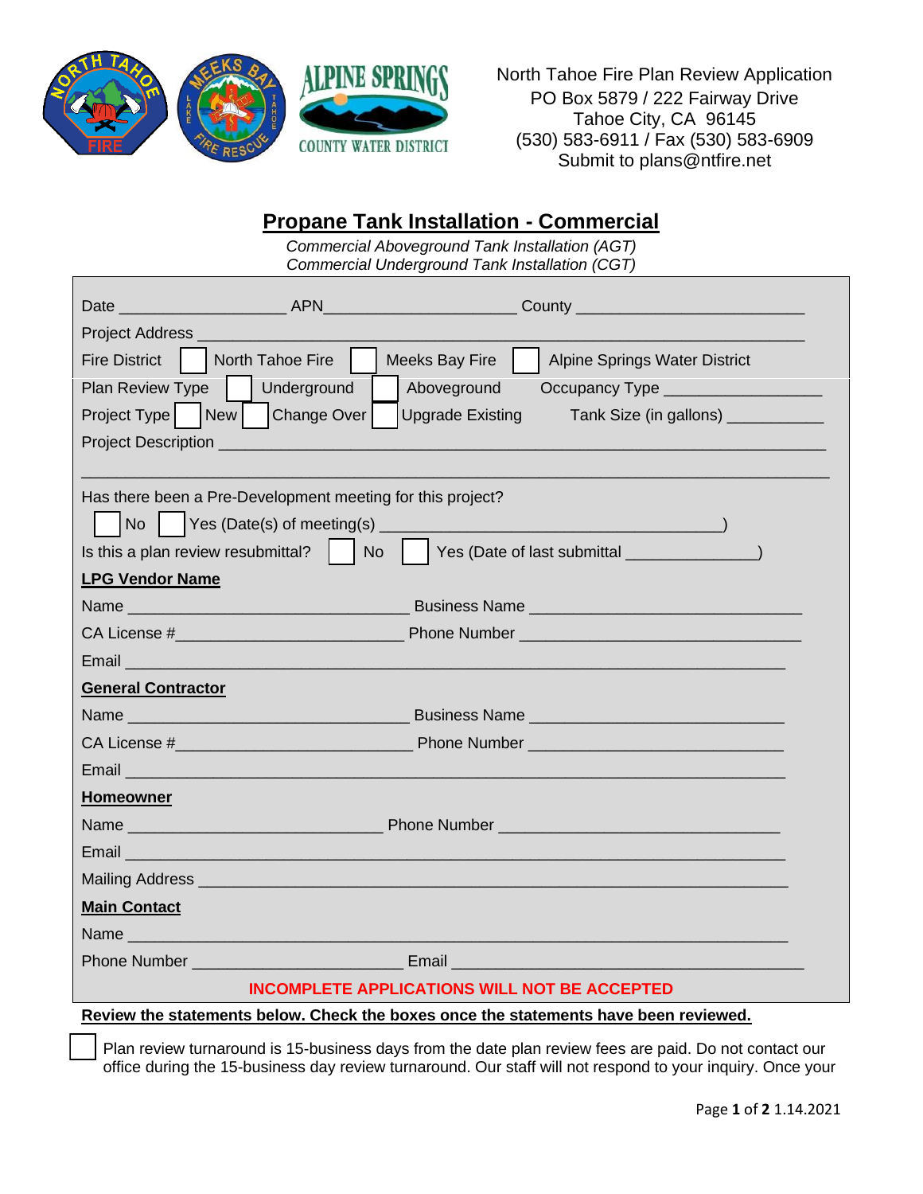North Tahoe Fire Plan Review Application
PO Box 5879 / 222 Fairway Drive
Tahoe City, CA 96145
(530) 583-6911 / Fax (530) 583-6909
Submit to plans@ntfire.net

# Propane Tank Installation - Commercial

*Commercial Aboveground Tank Installation (AGT)*
*Commercial Underground Tank Installation (CGT)*

Date ___________________ APN______________________ County __________________________

Project Address ____________________________________________________________________

Fire District ☐ North Tahoe Fire ☐ Meeks Bay Fire ☐ Alpine Springs Water District

Plan Review Type ☐ Underground ☐ Aboveground Occupancy Type _________________

Project Type ☐ New ☐ Change Over ☐ Upgrade Existing Tank Size (in gallons) ___________

Project Description ___________________________________________________________________

_____________________________________________________________________________________

Has there been a Pre-Development meeting for this project?

☐ No ☐ Yes (Date(s) of meeting(s) ____________________________________)

Is this a plan review resubmittal? ☐ No ☐ Yes (Date of last submittal ______________)

**LPG Vendor Name**

Name ________________________________ Business Name _______________________________

CA License #__________________________ Phone Number ________________________________

Email ___________________________________________________________________________

**General Contractor**

Name ________________________________ Business Name _____________________________

CA License #___________________________ Phone Number _____________________________

Email ___________________________________________________________________________

**Homeowner**

Name _____________________________ Phone Number ________________________________

Email ___________________________________________________________________________

Mailing Address ____________________________________________________________________

**Main Contact**

Name ___________________________________________________________________________

Phone Number ________________________ Email ________________________________________

**INCOMPLETE APPLICATIONS WILL NOT BE ACCEPTED**

**Review the statements below. Check the boxes once the statements have been reviewed.**

☐ Plan review turnaround is 15-business days from the date plan review fees are paid. Do not contact our office during the 15-business day review turnaround. Our staff will not respond to your inquiry. Once your

1.14.2021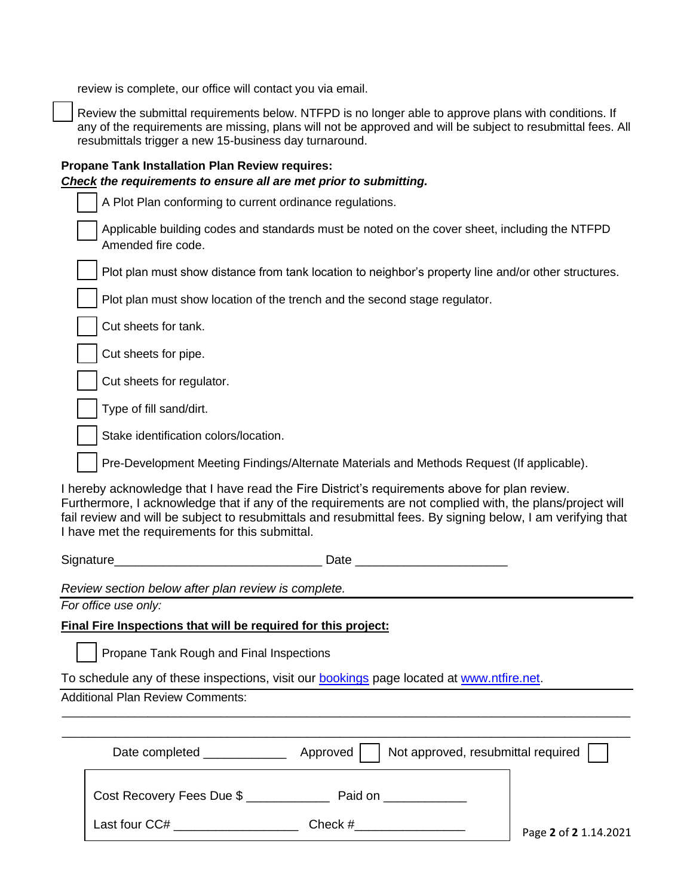review is complete, our office will contact you via email.

- [ ] Review the submittal requirements below. NTFPD is no longer able to approve plans with conditions. If any of the requirements are missing, plans will not be approved and will be subject to resubmittal fees. All resubmittals trigger a new 15-business day turnaround.

**Propane Tank Installation Plan Review requires:**
***Check the requirements to ensure all are met prior to submitting.***

- [ ] A Plot Plan conforming to current ordinance regulations.
- [ ] Applicable building codes and standards must be noted on the cover sheet, including the NTFPD Amended fire code.
- [ ] Plot plan must show distance from tank location to neighbor's property line and/or other structures.
- [ ] Plot plan must show location of the trench and the second stage regulator.
- [ ] Cut sheets for tank.
- [ ] Cut sheets for pipe.
- [ ] Cut sheets for regulator.
- [ ] Type of fill sand/dirt.
- [ ] Stake identification colors/location.
- [ ] Pre-Development Meeting Findings/Alternate Materials and Methods Request (If applicable).

I hereby acknowledge that I have read the Fire District's requirements above for plan review. Furthermore, I acknowledge that if any of the requirements are not complied with, the plans/project will fail review and will be subject to resubmittals and resubmittal fees. By signing below, I am verifying that I have met the requirements for this submittal.

Signature______________________________ Date _____________________

*Review section below after plan review is complete.*

---

*For office use only:*

**Final Fire Inspections that will be required for this project:**

- [ ] Propane Tank Rough and Final Inspections

To schedule any of these inspections, visit our bookings page located at www.ntfire.net.

---

Additional Plan Review Comments:

_______________________________________________________________________________

_______________________________________________________________________________

Date completed ____________ Approved [ ] Not approved, resubmittal required [ ]

Cost Recovery Fees Due $ ____________ Paid on ____________

Last four CC# _________________ Check #_______________